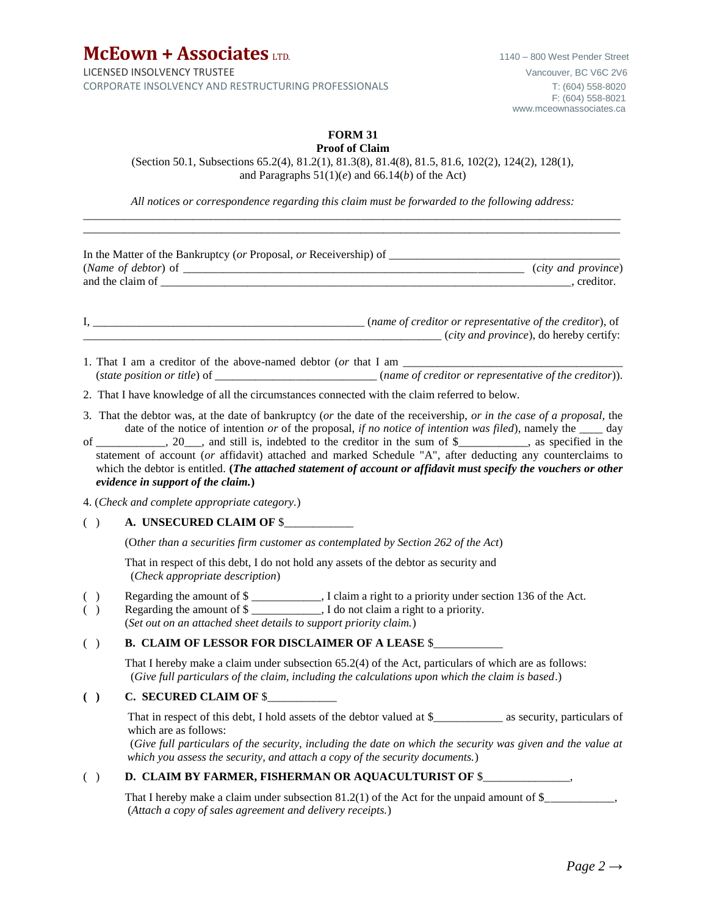**McEown + Associates** LTD.
LICENSED INSOLVENCY TRUSTEE
CORPORATE INSOLVENCY AND RESTRUCTURING PROFESSIONALS

1140 – 800 West Pender Street
Vancouver, BC V6C 2V6
T: (604) 558-8020
F: (604) 558-8021
www.mceownassociates.ca

**FORM 31**
**Proof of Claim**
(Section 50.1, Subsections 65.2(4), 81.2(1), 81.3(8), 81.4(8), 81.5, 81.6, 102(2), 124(2), 128(1), and Paragraphs 51(1)(*e*) and 66.14(*b*) of the Act)

*All notices or correspondence regarding this claim must be forwarded to the following address:*

_____________________________________________________________________________________
_____________________________________________________________________________________

In the Matter of the Bankruptcy (*or* Proposal, *or* Receivership) of ______________________________________
(*Name of debtor*) of ____________________________________________________________ (*city and province*)
and the claim of ______________________________________________________________________, creditor.

I, _______________________________________________ (*name of creditor or representative of the creditor*), of
_______________________________________________________________ (*city and province*), do hereby certify:

1. That I am a creditor of the above-named debtor (*or* that I am ______________________________________ (*state position or title*) of ____________________________ (*name of creditor or representative of the creditor*)).
2. That I have knowledge of all the circumstances connected with the claim referred to below.
3. That the debtor was, at the date of bankruptcy (*or* the date of the receivership, *or in the case of a proposal*, the date of the notice of intention *or* of the proposal, *if no notice of intention was filed*), namely the ____ day of ____________, 20___, and still is, indebted to the creditor in the sum of $____________, as specified in the statement of account (*or* affidavit) attached and marked Schedule "A", after deducting any counterclaims to which the debtor is entitled. **(*The attached statement of account or affidavit must specify the vouchers or other evidence in support of the claim.*)**
4. (*Check and complete appropriate category.*)

( ) **A. UNSECURED CLAIM OF** $____________

(*Other than a securities firm customer as contemplated by Section 262 of the Act*)

That in respect of this debt, I do not hold any assets of the debtor as security and
(*Check appropriate description*)

( ) Regarding the amount of $ ____________, I claim a right to a priority under section 136 of the Act.
( ) Regarding the amount of $ ____________, I do not claim a right to a priority.
(*Set out on an attached sheet details to support priority claim.*)

( ) **B. CLAIM OF LESSOR FOR DISCLAIMER OF A LEASE** $____________

That I hereby make a claim under subsection 65.2(4) of the Act, particulars of which are as follows:
(*Give full particulars of the claim, including the calculations upon which the claim is based*.)

**( ) C. SECURED CLAIM OF** $____________

That in respect of this debt, I hold assets of the debtor valued at $____________ as security, particulars of which are as follows:
(*Give full particulars of the security, including the date on which the security was given and the value at which you assess the security, and attach a copy of the security documents.*)

( ) **D. CLAIM BY FARMER, FISHERMAN OR AQUACULTURIST OF** $______________,

That I hereby make a claim under subsection 81.2(1) of the Act for the unpaid amount of $____________,
(*Attach a copy of sales agreement and delivery receipts.*)

*Page 2 →*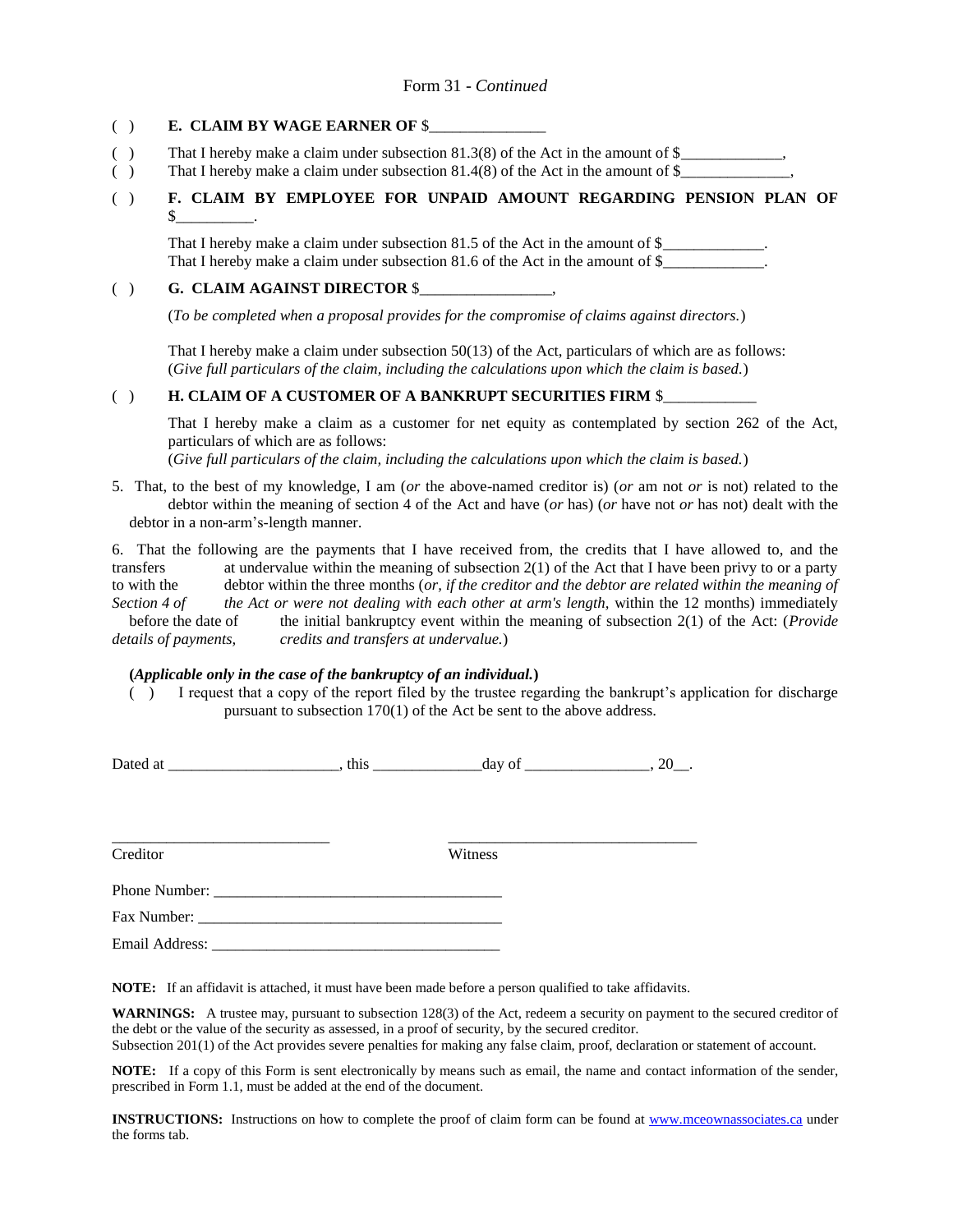Form 31 - *Continued*

( ) **E. CLAIM BY WAGE EARNER OF** $_______________

( ) That I hereby make a claim under subsection 81.3(8) of the Act in the amount of $_____________,

( ) That I hereby make a claim under subsection 81.4(8) of the Act in the amount of $______________,

( ) **F. CLAIM BY EMPLOYEE FOR UNPAID AMOUNT REGARDING PENSION PLAN OF** $__________.

That I hereby make a claim under subsection 81.5 of the Act in the amount of $_____________.
That I hereby make a claim under subsection 81.6 of the Act in the amount of $_____________.

( ) **G. CLAIM AGAINST DIRECTOR** $_________________,

(*To be completed when a proposal provides for the compromise of claims against directors.*)

That I hereby make a claim under subsection 50(13) of the Act, particulars of which are as follows:
(*Give full particulars of the claim, including the calculations upon which the claim is based.*)

( ) **H. CLAIM OF A CUSTOMER OF A BANKRUPT SECURITIES FIRM** $____________

That I hereby make a claim as a customer for net equity as contemplated by section 262 of the Act, particulars of which are as follows:
(*Give full particulars of the claim, including the calculations upon which the claim is based.*)

5. That, to the best of my knowledge, I am (*or* the above-named creditor is) (*or* am not *or* is not) related to the debtor within the meaning of section 4 of the Act and have (*or* has) (*or* have not *or* has not) dealt with the debtor in a non-arm's-length manner.

6. That the following are the payments that I have received from, the credits that I have allowed to, and the transfers at undervalue within the meaning of subsection 2(1) of the Act that I have been privy to or a party to with the debtor within the three months (*or, if the creditor and the debtor are related within the meaning of Section 4 of the Act or were not dealing with each other at arm's length,* within the 12 months) immediately before the date of the initial bankruptcy event within the meaning of subsection 2(1) of the Act: (*Provide details of payments, credits and transfers at undervalue.*)

**(*Applicable only in the case of the bankruptcy of an individual.*)**

( ) I request that a copy of the report filed by the trustee regarding the bankrupt's application for discharge pursuant to subsection 170(1) of the Act be sent to the above address.

Dated at ______________________, this ______________day of ________________, 20__.

____________________________ ________________________________

Creditor Witness

Phone Number: _____________________________________

Fax Number: _______________________________________

Email Address: _____________________________________

**NOTE:** If an affidavit is attached, it must have been made before a person qualified to take affidavits.

**WARNINGS:** A trustee may, pursuant to subsection 128(3) of the Act, redeem a security on payment to the secured creditor of the debt or the value of the security as assessed, in a proof of security, by the secured creditor.
Subsection 201(1) of the Act provides severe penalties for making any false claim, proof, declaration or statement of account.

**NOTE:** If a copy of this Form is sent electronically by means such as email, the name and contact information of the sender, prescribed in Form 1.1, must be added at the end of the document.

**INSTRUCTIONS:** Instructions on how to complete the proof of claim form can be found at www.mceownassociates.ca under the forms tab.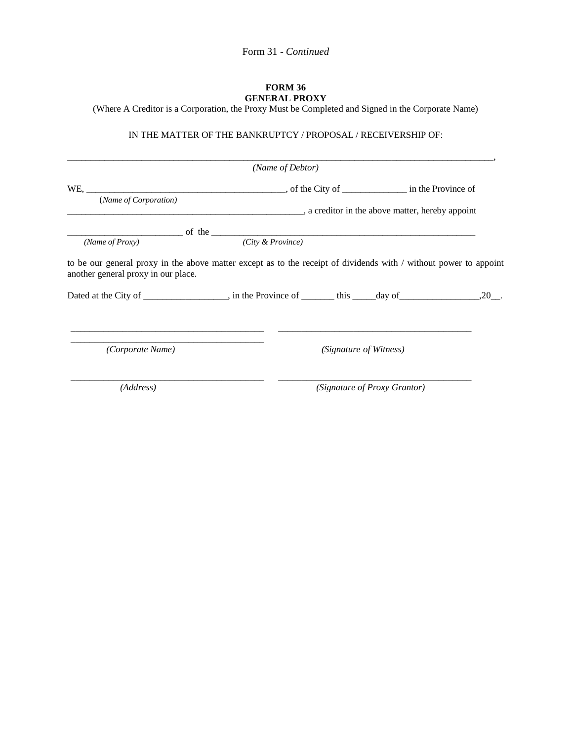Form 31 - *Continued*

**FORM 36**
**GENERAL PROXY**

(Where A Creditor is a Corporation, the Proxy Must be Completed and Signed in the Corporate Name)

IN THE MATTER OF THE BANKRUPTCY / PROPOSAL / RECEIVERSHIP OF:

____________________________________________________________________________________________,
*(Name of Debtor)*

WE, ____________________________________________, of the City of ______________ in the Province of
*(Name of Corporation)*
______________________________________________________, a creditor in the above matter, hereby appoint

_________________________ of the _____________________________________________________________
*(Name of Proxy)* *(City & Province)*

to be our general proxy in the above matter except as to the receipt of dividends with / without power to appoint another general proxy in our place.

Dated at the City of __________________, in the Province of _______ this _____day of_________________,20__.

__________________________________________ __________________________________________
__________________________________________
*(Corporate Name)* *(Signature of Witness)*

__________________________________________ __________________________________________
*(Address)* *(Signature of Proxy Grantor)*